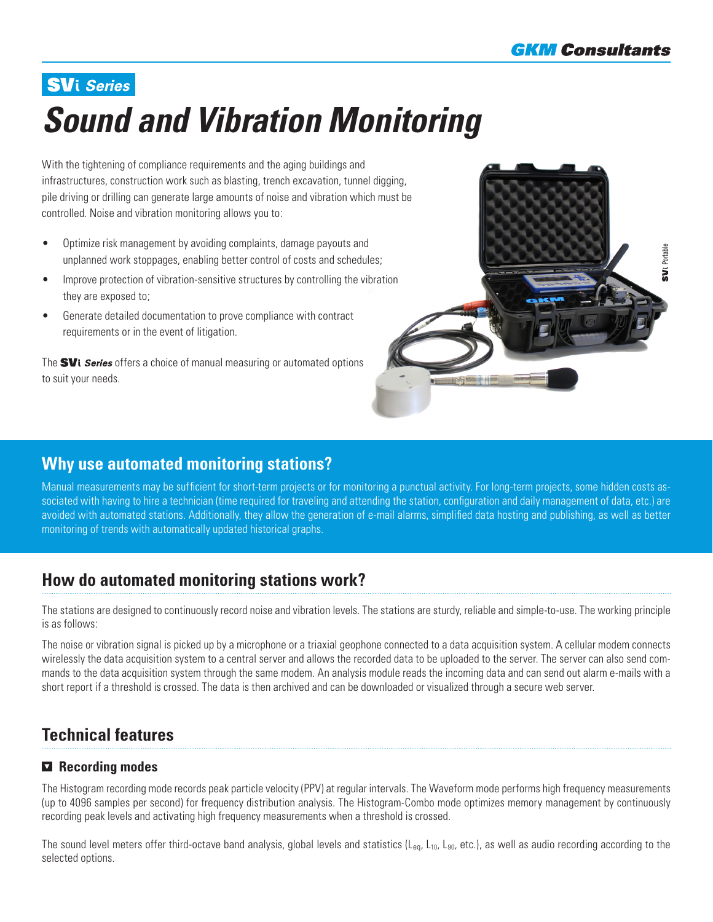**SVi Series**

# Sound and Vibration Monitoring

With the tightening of compliance requirements and the aging buildings and infrastructures, construction work such as blasting, trench excavation, tunnel digging, pile driving or drilling can generate large amounts of noise and vibration which must be controlled. Noise and vibration monitoring allows you to:

- Optimize risk management by avoiding complaints, damage payouts and unplanned work stoppages, enabling better control of costs and schedules;
- Improve protection of vibration-sensitive structures by controlling the vibration they are exposed to;
- Generate detailed documentation to prove compliance with contract requirements or in the event of litigation.

The **SVi** ***Series*** offers a choice of manual measuring or automated options to suit your needs.

## Why use automated monitoring stations?

Manual measurements may be sufficient for short-term projects or for monitoring a punctual activity. For long-term projects, some hidden costs associated with having to hire a technician (time required for traveling and attending the station, configuration and daily management of data, etc.) are avoided with automated stations. Additionally, they allow the generation of e-mail alarms, simplified data hosting and publishing, as well as better monitoring of trends with automatically updated historical graphs.

## How do automated monitoring stations work?

The stations are designed to continuously record noise and vibration levels. The stations are sturdy, reliable and simple-to-use. The working principle is as follows:

The noise or vibration signal is picked up by a microphone or a triaxial geophone connected to a data acquisition system. A cellular modem connects wirelessly the data acquisition system to a central server and allows the recorded data to be uploaded to the server. The server can also send commands to the data acquisition system through the same modem. An analysis module reads the incoming data and can send out alarm e-mails with a short report if a threshold is crossed. The data is then archived and can be downloaded or visualized through a secure web server.

## Technical features

### Recording modes

The Histogram recording mode records peak particle velocity (PPV) at regular intervals. The Waveform mode performs high frequency measurements (up to 4096 samples per second) for frequency distribution analysis. The Histogram-Combo mode optimizes memory management by continuously recording peak levels and activating high frequency measurements when a threshold is crossed.

The sound level meters offer third-octave band analysis, global levels and statistics ($L_{eq}$, $L_{10}$, $L_{90}$, etc.), as well as audio recording according to the selected options.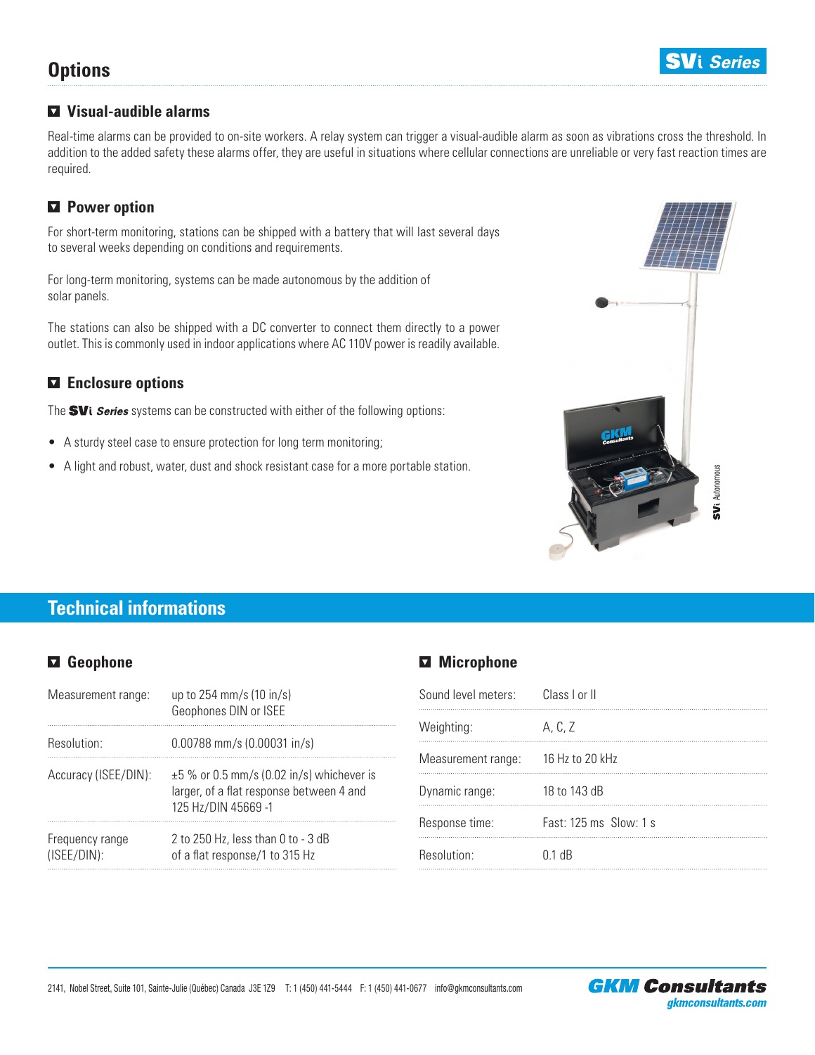## Options

### Visual-audible alarms

Real-time alarms can be provided to on-site workers. A relay system can trigger a visual-audible alarm as soon as vibrations cross the threshold. In addition to the added safety these alarms offer, they are useful in situations where cellular connections are unreliable or very fast reaction times are required.

### Power option

For short-term monitoring, stations can be shipped with a battery that will last several days to several weeks depending on conditions and requirements.

For long-term monitoring, systems can be made autonomous by the addition of solar panels.

The stations can also be shipped with a DC converter to connect them directly to a power outlet. This is commonly used in indoor applications where AC 110V power is readily available.

### Enclosure options

The **SVi** ***Series*** systems can be constructed with either of the following options:

- A sturdy steel case to ensure protection for long term monitoring;
- A light and robust, water, dust and shock resistant case for a more portable station.

SVi Autonomous

## Technical informations

### Geophone

| | |
|---|---|
| Measurement range: | up to 254 mm/s (10 in/s) Geophones DIN or ISEE |
| Resolution: | 0.00788 mm/s (0.00031 in/s) |
| Accuracy (ISEE/DIN): | ±5 % or 0.5 mm/s (0.02 in/s) whichever is larger, of a flat response between 4 and 125 Hz/DIN 45669 -1 |
| Frequency range (ISEE/DIN): | 2 to 250 Hz, less than 0 to - 3 dB of a flat response/1 to 315 Hz |

### Microphone

| | |
|---|---|
| Sound level meters: | Class I or II |
| Weighting: | A, C, Z |
| Measurement range: | 16 Hz to 20 kHz |
| Dynamic range: | 18 to 143 dB |
| Response time: | Fast: 125 ms Slow: 1 s |
| Resolution: | 0.1 dB |

2141, Nobel Street, Suite 101, Sainte-Julie (Québec) Canada J3E 1Z9 T: 1 (450) 441-5444 F: 1 (450) 441-0677 info@gkmconsultants.com

**GKM Consultants**
gkmconsultants.com